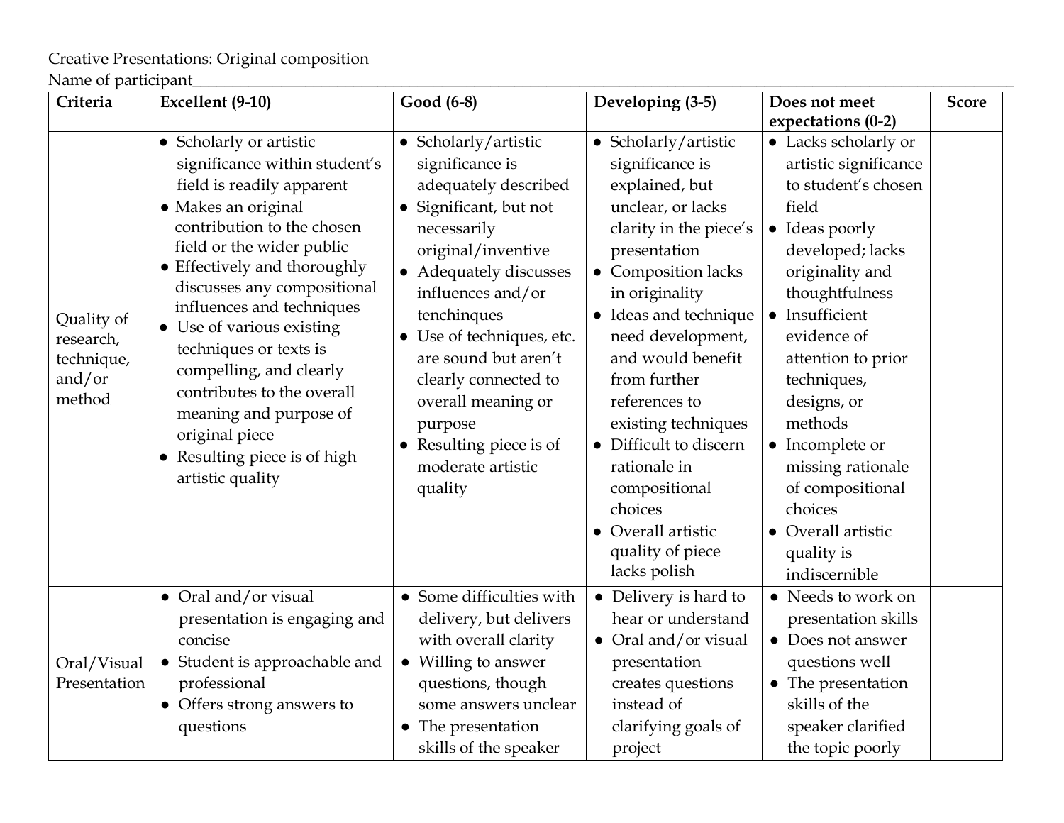Creative Presentations: Original composition

Name of participant\_\_\_\_\_\_\_\_\_\_\_\_\_\_\_\_\_\_\_\_\_\_\_\_\_\_\_\_\_\_\_\_\_\_\_\_\_\_\_\_\_\_\_\_\_\_\_\_\_\_\_\_\_\_\_\_\_\_\_\_\_\_\_\_\_\_\_\_\_\_\_\_\_\_\_\_\_\_\_\_

| Criteria | Excellent (9-10) | Good (6-8) | Developing (3-5) | Does not meet expectations (0-2) | Score |
|---|---|---|---|---|---|
| Quality of research, technique, and/or method | • Scholarly or artistic significance within student's field is readily apparent<br>• Makes an original contribution to the chosen field or the wider public<br>• Effectively and thoroughly discusses any compositional influences and techniques<br>• Use of various existing techniques or texts is compelling, and clearly contributes to the overall meaning and purpose of original piece<br>• Resulting piece is of high artistic quality | • Scholarly/artistic significance is adequately described<br>• Significant, but not necessarily original/inventive<br>• Adequately discusses influences and/or tenchinques<br>• Use of techniques, etc. are sound but aren't clearly connected to overall meaning or purpose<br>• Resulting piece is of moderate artistic quality | • Scholarly/artistic significance is explained, but unclear, or lacks clarity in the piece's presentation<br>• Composition lacks in originality<br>• Ideas and technique need development, and would benefit from further references to existing techniques<br>• Difficult to discern rationale in compositional choices<br>• Overall artistic quality of piece lacks polish | • Lacks scholarly or artistic significance to student's chosen field<br>• Ideas poorly developed; lacks originality and thoughtfulness<br>• Insufficient evidence of attention to prior techniques, designs, or methods<br>• Incomplete or missing rationale of compositional choices<br>• Overall artistic quality is indiscernible | |
| Oral/Visual Presentation | • Oral and/or visual presentation is engaging and concise<br>• Student is approachable and professional<br>• Offers strong answers to questions | • Some difficulties with delivery, but delivers with overall clarity<br>• Willing to answer questions, though some answers unclear<br>• The presentation skills of the speaker | • Delivery is hard to hear or understand<br>• Oral and/or visual presentation creates questions instead of clarifying goals of project | • Needs to work on presentation skills<br>• Does not answer questions well<br>• The presentation skills of the speaker clarified the topic poorly | |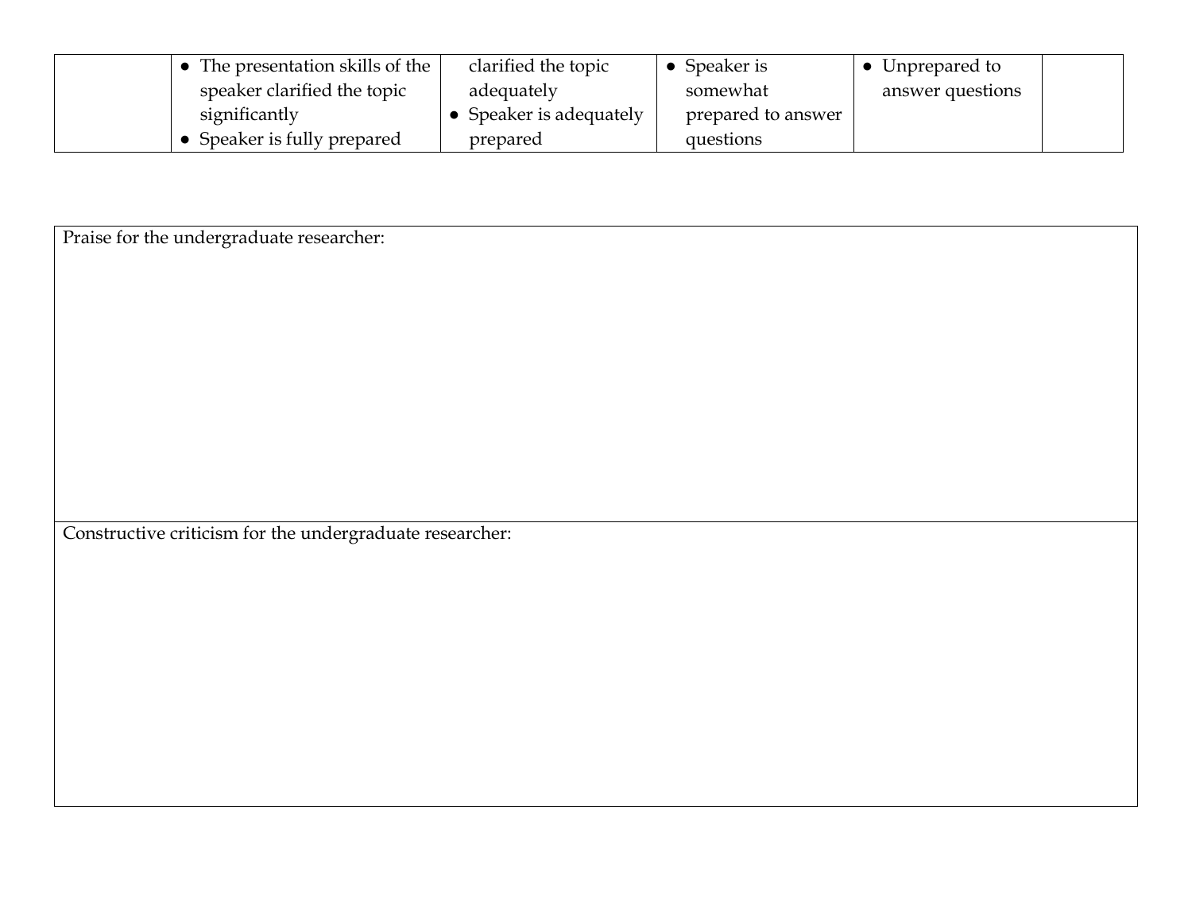| | | | | | |
|---|---|---|---|---|---|
| | • The presentation skills of the speaker clarified the topic significantly<br>• Speaker is fully prepared | clarified the topic adequately<br>• Speaker is adequately prepared | • Speaker is somewhat prepared to answer questions | • Unprepared to answer questions | |

| |
|---|
| Praise for the undergraduate researcher: |
| Constructive criticism for the undergraduate researcher: |